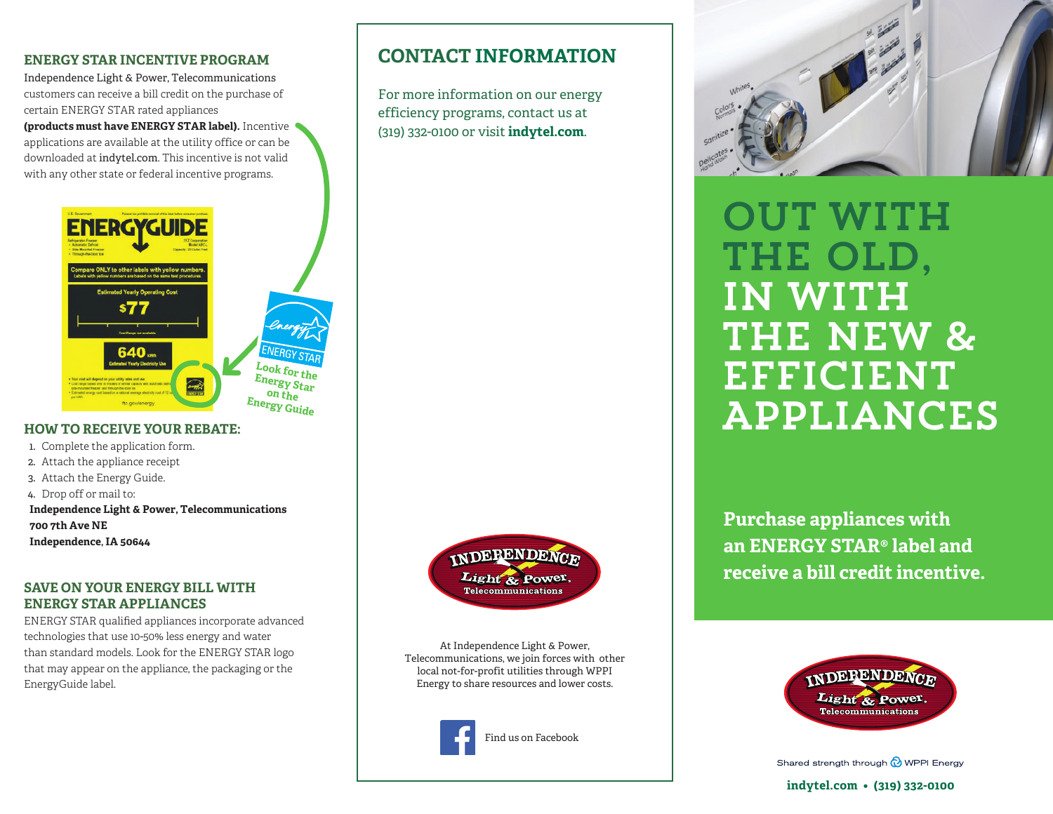## ENERGY STAR INCENTIVE PROGRAM

Independence Light & Power, Telecommunications customers can receive a bill credit on the purchase of certain ENERGY STAR rated appliances **(products must have ENERGY STAR label).** Incentive applications are available at the utility office or can be downloaded at indytel.com. This incentive is not valid with any other state or federal incentive programs.

Look for the Energy Star on the Energy Guide

## HOW TO RECEIVE YOUR REBATE:

1. Complete the application form.
2. Attach the appliance receipt
3. Attach the Energy Guide.
4. Drop off or mail to:

**Independence Light & Power, Telecommunications**
**700 7th Ave NE**
**Independence, IA 50644**

## SAVE ON YOUR ENERGY BILL WITH ENERGY STAR APPLIANCES

ENERGY STAR qualified appliances incorporate advanced technologies that use 10-50% less energy and water than standard models. Look for the ENERGY STAR logo that may appear on the appliance, the packaging or the EnergyGuide label.

## CONTACT INFORMATION

For more information on our energy efficiency programs, contact us at (319) 332-0100 or visit **indytel.com**.

At Independence Light & Power, Telecommunications, we join forces with other local not-for-profit utilities through WPPI Energy to share resources and lower costs.

Find us on Facebook

# OUT WITH THE OLD, IN WITH THE NEW & EFFICIENT APPLIANCES

**Purchase appliances with an ENERGY STAR® label and receive a bill credit incentive.**

Shared strength through WPPI Energy

**indytel.com • (319) 332-0100**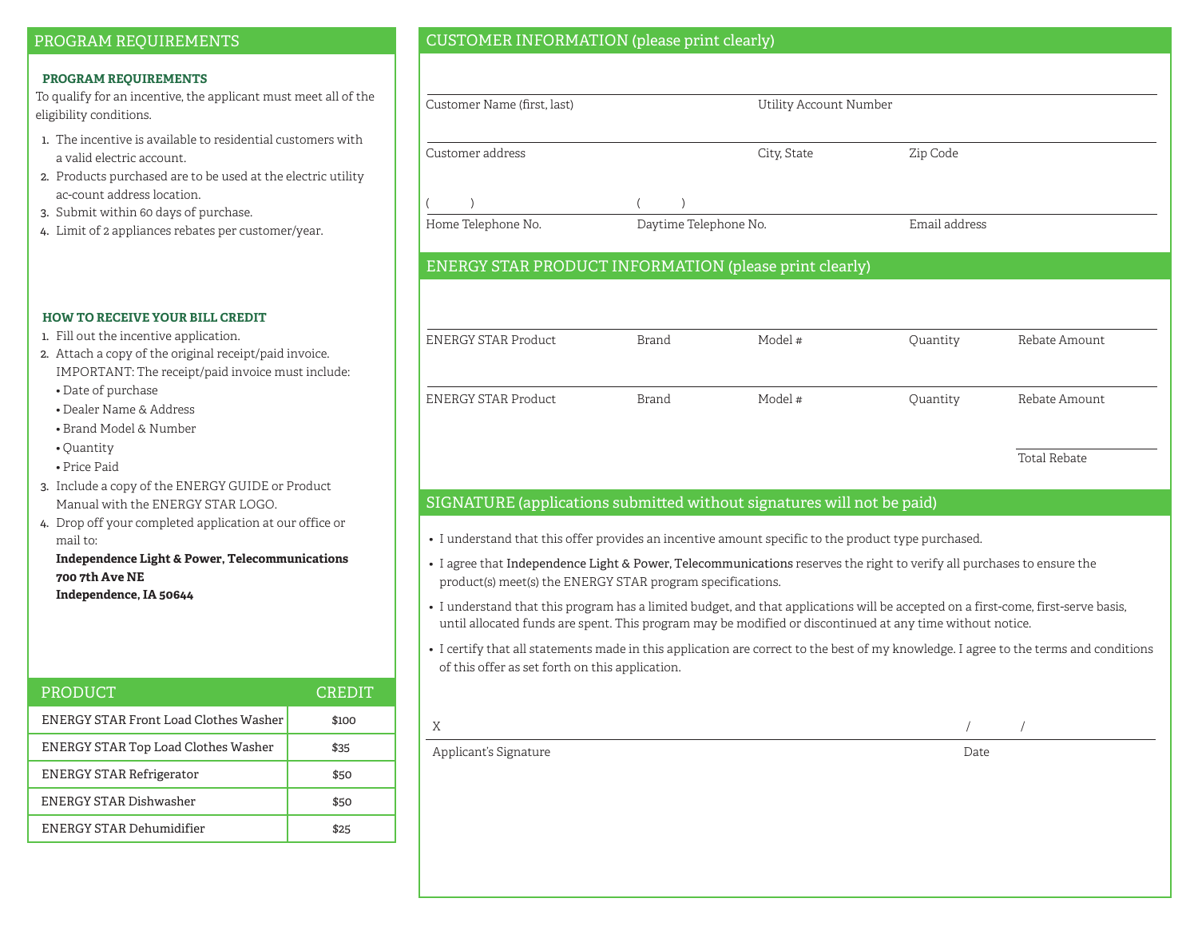## PROGRAM REQUIREMENTS

**PROGRAM REQUIREMENTS**

To qualify for an incentive, the applicant must meet all of the eligibility conditions.

1. The incentive is available to residential customers with a valid electric account.
2. Products purchased are to be used at the electric utility ac-count address location.
3. Submit within 60 days of purchase.
4. Limit of 2 appliances rebates per customer/year.

**HOW TO RECEIVE YOUR BILL CREDIT**

1. Fill out the incentive application.
2. Attach a copy of the original receipt/paid invoice. IMPORTANT: The receipt/paid invoice must include:
   - Date of purchase
   - Dealer Name & Address
   - Brand Model & Number
   - Quantity
   - Price Paid
3. Include a copy of the ENERGY GUIDE or Product Manual with the ENERGY STAR LOGO.
4. Drop off your completed application at our office or mail to:
   **Independence Light & Power, Telecommunications**
   **700 7th Ave NE**
   **Independence, IA 50644**

| PRODUCT | CREDIT |
|---|---|
| ENERGY STAR Front Load Clothes Washer | $100 |
| ENERGY STAR Top Load Clothes Washer | $35 |
| ENERGY STAR Refrigerator | $50 |
| ENERGY STAR Dishwasher | $50 |
| ENERGY STAR Dehumidifier | $25 |

## CUSTOMER INFORMATION (please print clearly)

Customer Name (first, last) ____________ Utility Account Number ____________

Customer address ____________ City, State ____________ Zip Code ____________

( ) Home Telephone No. ____________ ( ) Daytime Telephone No. ____________ Email address ____________

## ENERGY STAR PRODUCT INFORMATION (please print clearly)

| ENERGY STAR Product | Brand | Model # | Quantity | Rebate Amount |
|---|---|---|---|---|
| | | | | |
| | | | | |

Total Rebate ____________

## SIGNATURE (applications submitted without signatures will not be paid)

- I understand that this offer provides an incentive amount specific to the product type purchased.
- I agree that Independence Light & Power, Telecommunications reserves the right to verify all purchases to ensure the product(s) meet(s) the ENERGY STAR program specifications.
- I understand that this program has a limited budget, and that applications will be accepted on a first-come, first-serve basis, until allocated funds are spent. This program may be modified or discontinued at any time without notice.
- I certify that all statements made in this application are correct to the best of my knowledge. I agree to the terms and conditions of this offer as set forth on this application.

X ____________________ Applicant's Signature

/ / Date